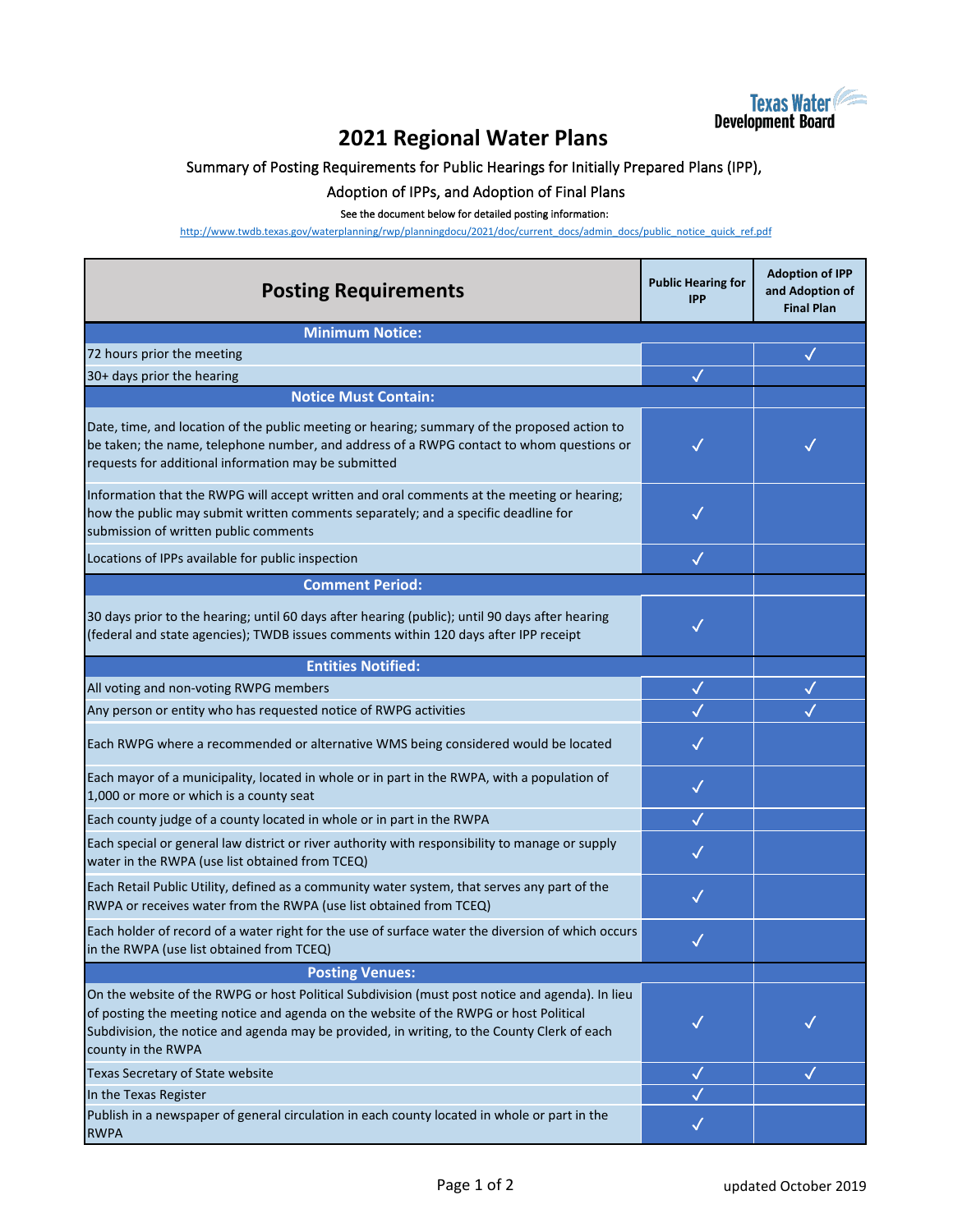Texas Water Development Board

# 2021 Regional Water Plans

Summary of Posting Requirements for Public Hearings for Initially Prepared Plans (IPP), Adoption of IPPs, and Adoption of Final Plans

See the document below for detailed posting information:

http://www.twdb.texas.gov/waterplanning/rwp/planningdocu/2021/doc/current_docs/admin_docs/public_notice_quick_ref.pdf

| Posting Requirements | Public Hearing for IPP | Adoption of IPP and Adoption of Final Plan |
|---|---|---|
| **Minimum Notice:** | | |
| 72 hours prior the meeting | | ✓ |
| 30+ days prior the hearing | ✓ | |
| **Notice Must Contain:** | | |
| Date, time, and location of the public meeting or hearing; summary of the proposed action to be taken; the name, telephone number, and address of a RWPG contact to whom questions or requests for additional information may be submitted | ✓ | ✓ |
| Information that the RWPG will accept written and oral comments at the meeting or hearing; how the public may submit written comments separately; and a specific deadline for submission of written public comments | ✓ | |
| Locations of IPPs available for public inspection | ✓ | |
| **Comment Period:** | | |
| 30 days prior to the hearing; until 60 days after hearing (public); until 90 days after hearing (federal and state agencies); TWDB issues comments within 120 days after IPP receipt | ✓ | |
| **Entities Notified:** | | |
| All voting and non-voting RWPG members | ✓ | ✓ |
| Any person or entity who has requested notice of RWPG activities | ✓ | ✓ |
| Each RWPG where a recommended or alternative WMS being considered would be located | ✓ | |
| Each mayor of a municipality, located in whole or in part in the RWPA, with a population of 1,000 or more or which is a county seat | ✓ | |
| Each county judge of a county located in whole or in part in the RWPA | ✓ | |
| Each special or general law district or river authority with responsibility to manage or supply water in the RWPA (use list obtained from TCEQ) | ✓ | |
| Each Retail Public Utility, defined as a community water system, that serves any part of the RWPA or receives water from the RWPA (use list obtained from TCEQ) | ✓ | |
| Each holder of record of a water right for the use of surface water the diversion of which occurs in the RWPA (use list obtained from TCEQ) | ✓ | |
| **Posting Venues:** | | |
| On the website of the RWPG or host Political Subdivision (must post notice and agenda). In lieu of posting the meeting notice and agenda on the website of the RWPG or host Political Subdivision, the notice and agenda may be provided, in writing, to the County Clerk of each county in the RWPA | ✓ | ✓ |
| Texas Secretary of State website | ✓ | ✓ |
| In the Texas Register | ✓ | |
| Publish in a newspaper of general circulation in each county located in whole or part in the RWPA | ✓ | |

updated October 2019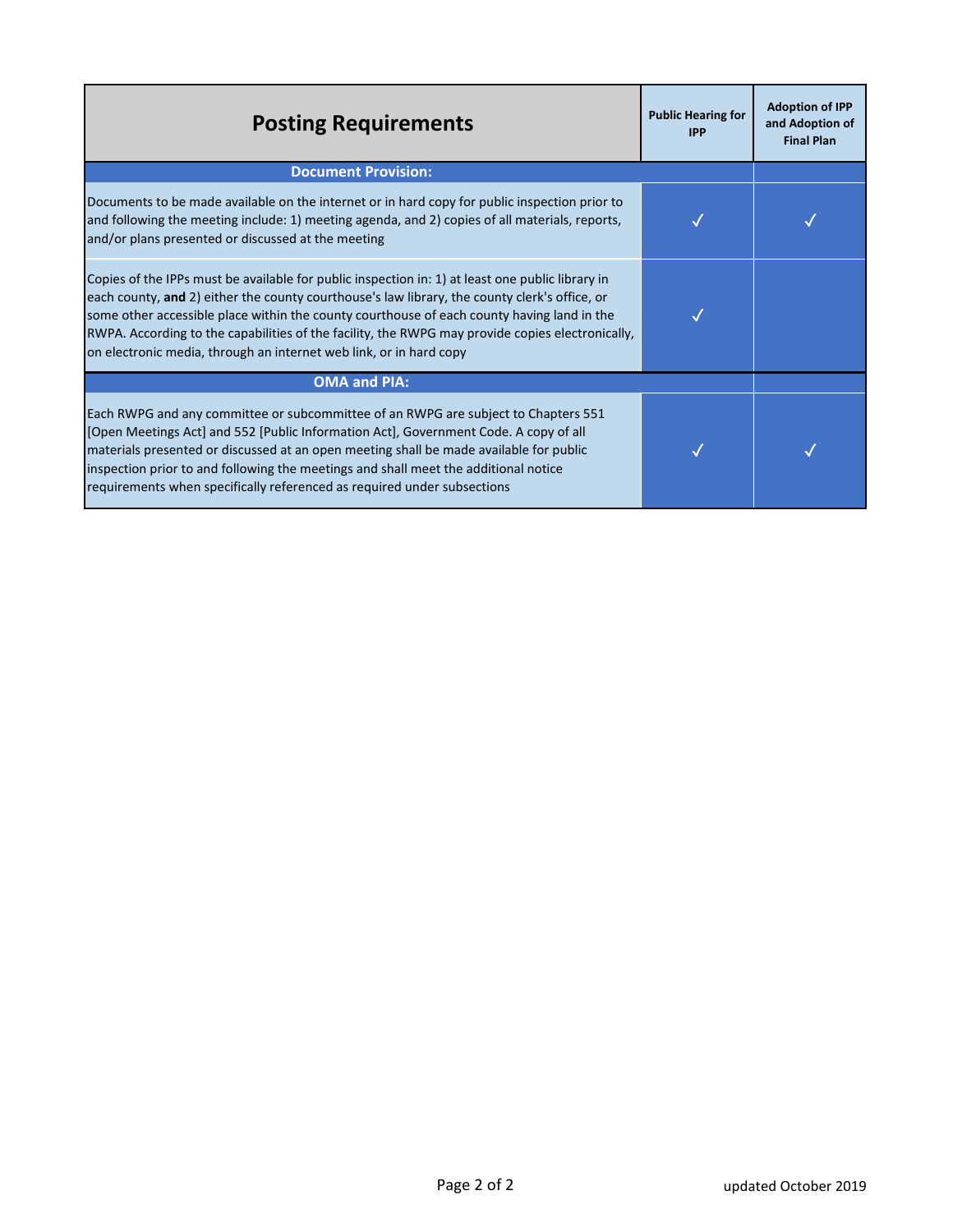| Posting Requirements | Public Hearing for IPP | Adoption of IPP and Adoption of Final Plan |
|---|---|---|
| **Document Provision:** | | |
| Documents to be made available on the internet or in hard copy for public inspection prior to and following the meeting include: 1) meeting agenda, and 2) copies of all materials, reports, and/or plans presented or discussed at the meeting | ✓ | ✓ |
| Copies of the IPPs must be available for public inspection in: 1) at least one public library in each county, **and** 2) either the county courthouse's law library, the county clerk's office, or some other accessible place within the county courthouse of each county having land in the RWPA. According to the capabilities of the facility, the RWPG may provide copies electronically, on electronic media, through an internet web link, or in hard copy | ✓ | |
| **OMA and PIA:** | | |
| Each RWPG and any committee or subcommittee of an RWPG are subject to Chapters 551 [Open Meetings Act] and 552 [Public Information Act], Government Code. A copy of all materials presented or discussed at an open meeting shall be made available for public inspection prior to and following the meetings and shall meet the additional notice requirements when specifically referenced as required under subsections | ✓ | ✓ |

updated October 2019